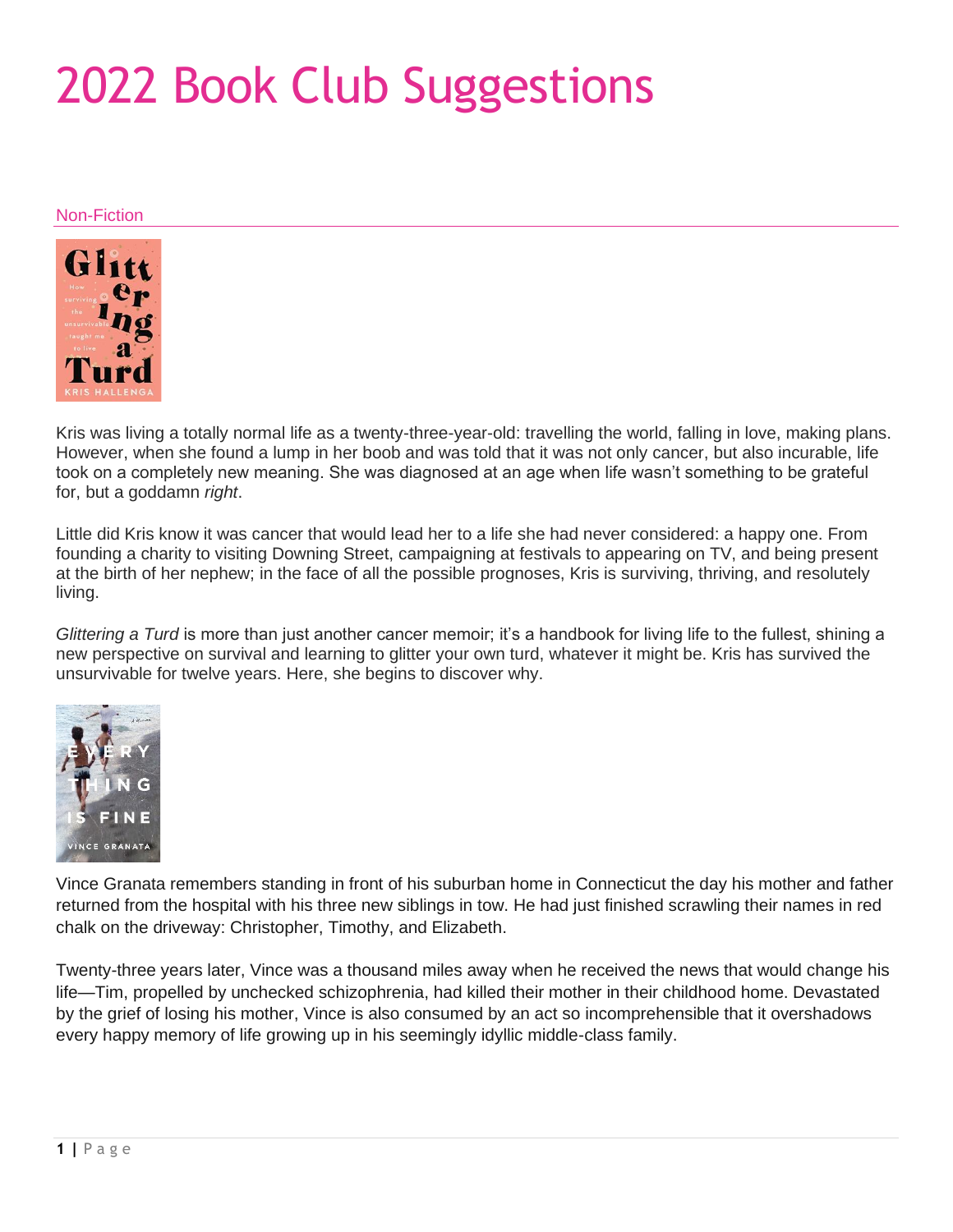# 2022 Book Club Suggestions

## Non-Fiction

Kris was living a totally normal life as a twenty-three-year-old: travelling the world, falling in love, making plans. However, when she found a lump in her boob and was told that it was not only cancer, but also incurable, life took on a completely new meaning. She was diagnosed at an age when life wasn't something to be grateful for, but a goddamn *right*.

Little did Kris know it was cancer that would lead her to a life she had never considered: a happy one. From founding a charity to visiting Downing Street, campaigning at festivals to appearing on TV, and being present at the birth of her nephew; in the face of all the possible prognoses, Kris is surviving, thriving, and resolutely living.

*Glittering a Turd* is more than just another cancer memoir; it's a handbook for living life to the fullest, shining a new perspective on survival and learning to glitter your own turd, whatever it might be. Kris has survived the unsurvivable for twelve years. Here, she begins to discover why.

Vince Granata remembers standing in front of his suburban home in Connecticut the day his mother and father returned from the hospital with his three new siblings in tow. He had just finished scrawling their names in red chalk on the driveway: Christopher, Timothy, and Elizabeth.

Twenty-three years later, Vince was a thousand miles away when he received the news that would change his life—Tim, propelled by unchecked schizophrenia, had killed their mother in their childhood home. Devastated by the grief of losing his mother, Vince is also consumed by an act so incomprehensible that it overshadows every happy memory of life growing up in his seemingly idyllic middle-class family.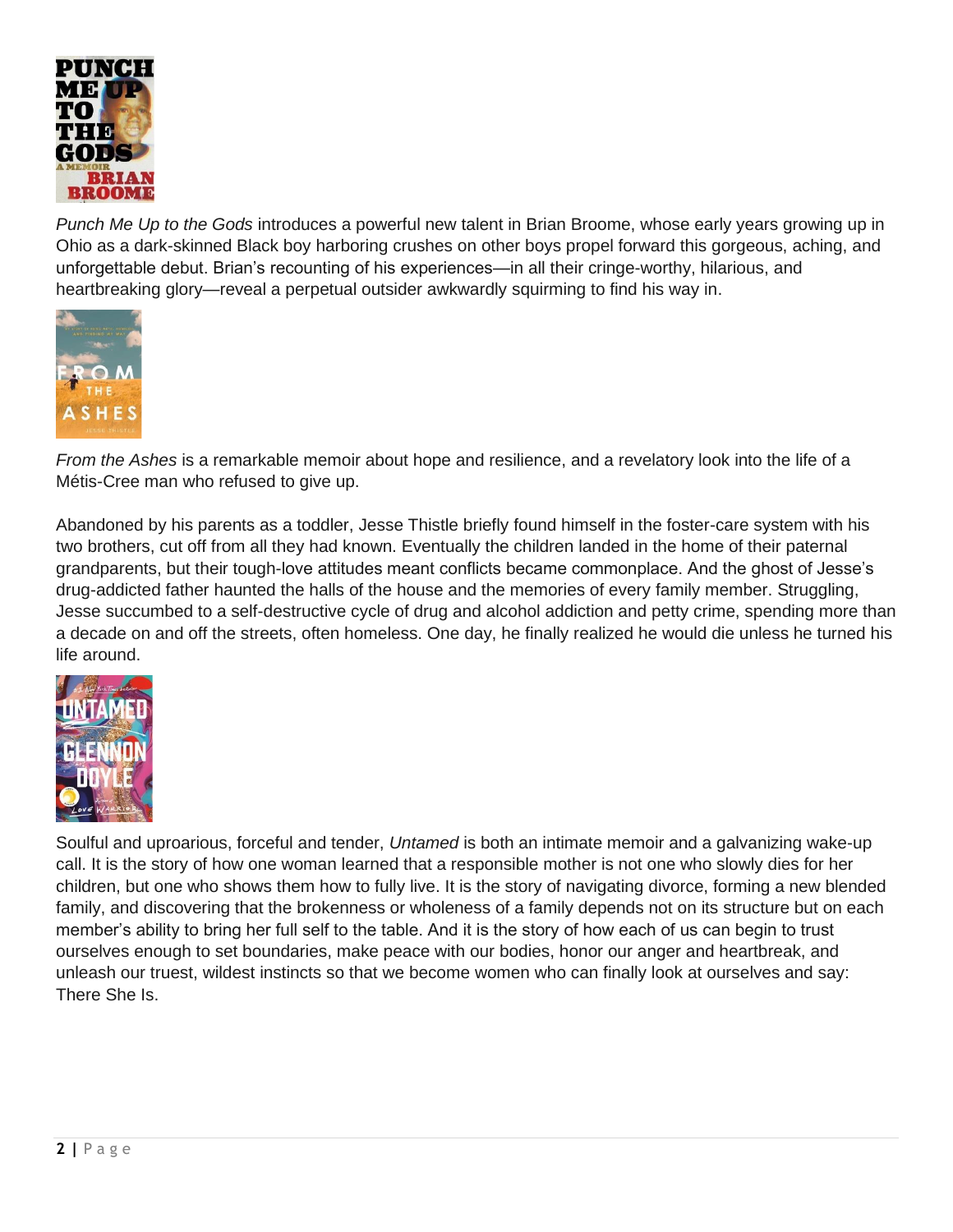*Punch Me Up to the Gods* introduces a powerful new talent in Brian Broome, whose early years growing up in Ohio as a dark-skinned Black boy harboring crushes on other boys propel forward this gorgeous, aching, and unforgettable debut. Brian's recounting of his experiences—in all their cringe-worthy, hilarious, and heartbreaking glory—reveal a perpetual outsider awkwardly squirming to find his way in.

*From the Ashes* is a remarkable memoir about hope and resilience, and a revelatory look into the life of a Métis-Cree man who refused to give up.

Abandoned by his parents as a toddler, Jesse Thistle briefly found himself in the foster-care system with his two brothers, cut off from all they had known. Eventually the children landed in the home of their paternal grandparents, but their tough-love attitudes meant conflicts became commonplace. And the ghost of Jesse's drug-addicted father haunted the halls of the house and the memories of every family member. Struggling, Jesse succumbed to a self-destructive cycle of drug and alcohol addiction and petty crime, spending more than a decade on and off the streets, often homeless. One day, he finally realized he would die unless he turned his life around.

Soulful and uproarious, forceful and tender, *Untamed* is both an intimate memoir and a galvanizing wake-up call. It is the story of how one woman learned that a responsible mother is not one who slowly dies for her children, but one who shows them how to fully live. It is the story of navigating divorce, forming a new blended family, and discovering that the brokenness or wholeness of a family depends not on its structure but on each member's ability to bring her full self to the table. And it is the story of how each of us can begin to trust ourselves enough to set boundaries, make peace with our bodies, honor our anger and heartbreak, and unleash our truest, wildest instincts so that we become women who can finally look at ourselves and say: There She Is.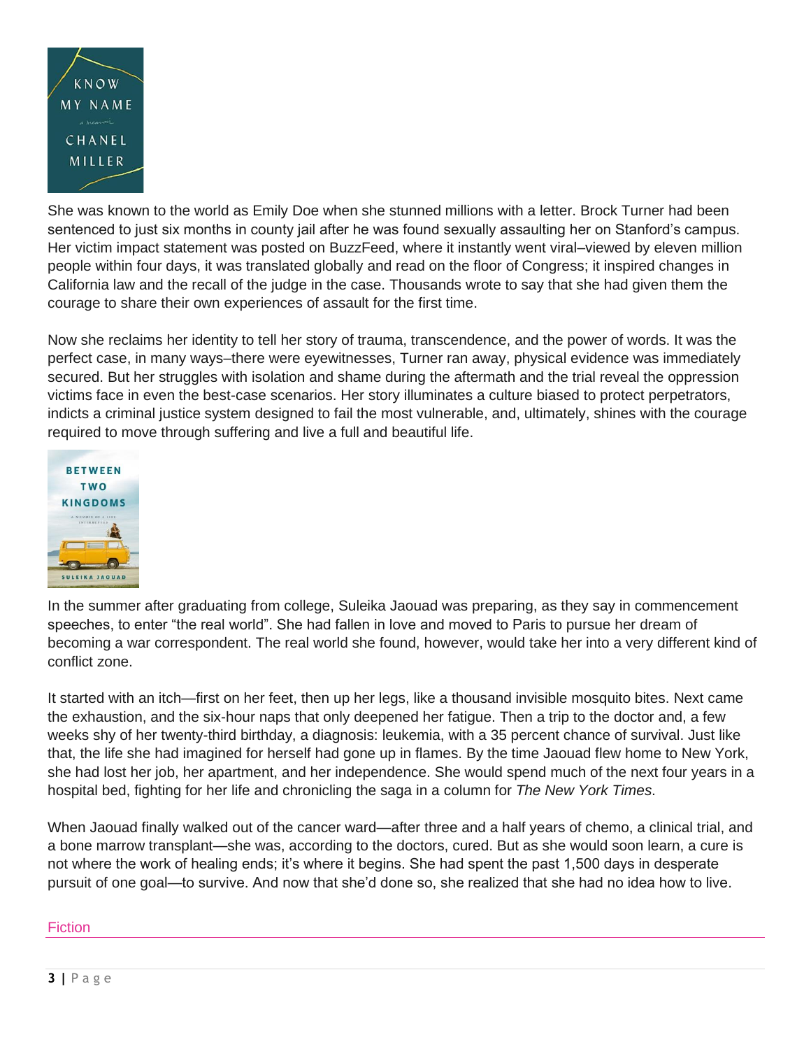She was known to the world as Emily Doe when she stunned millions with a letter. Brock Turner had been sentenced to just six months in county jail after he was found sexually assaulting her on Stanford's campus. Her victim impact statement was posted on BuzzFeed, where it instantly went viral–viewed by eleven million people within four days, it was translated globally and read on the floor of Congress; it inspired changes in California law and the recall of the judge in the case. Thousands wrote to say that she had given them the courage to share their own experiences of assault for the first time.

Now she reclaims her identity to tell her story of trauma, transcendence, and the power of words. It was the perfect case, in many ways–there were eyewitnesses, Turner ran away, physical evidence was immediately secured. But her struggles with isolation and shame during the aftermath and the trial reveal the oppression victims face in even the best-case scenarios. Her story illuminates a culture biased to protect perpetrators, indicts a criminal justice system designed to fail the most vulnerable, and, ultimately, shines with the courage required to move through suffering and live a full and beautiful life.

In the summer after graduating from college, Suleika Jaouad was preparing, as they say in commencement speeches, to enter "the real world". She had fallen in love and moved to Paris to pursue her dream of becoming a war correspondent. The real world she found, however, would take her into a very different kind of conflict zone.

It started with an itch—first on her feet, then up her legs, like a thousand invisible mosquito bites. Next came the exhaustion, and the six-hour naps that only deepened her fatigue. Then a trip to the doctor and, a few weeks shy of her twenty-third birthday, a diagnosis: leukemia, with a 35 percent chance of survival. Just like that, the life she had imagined for herself had gone up in flames. By the time Jaouad flew home to New York, she had lost her job, her apartment, and her independence. She would spend much of the next four years in a hospital bed, fighting for her life and chronicling the saga in a column for *The New York Times*.

When Jaouad finally walked out of the cancer ward—after three and a half years of chemo, a clinical trial, and a bone marrow transplant—she was, according to the doctors, cured. But as she would soon learn, a cure is not where the work of healing ends; it's where it begins. She had spent the past 1,500 days in desperate pursuit of one goal—to survive. And now that she'd done so, she realized that she had no idea how to live.

## Fiction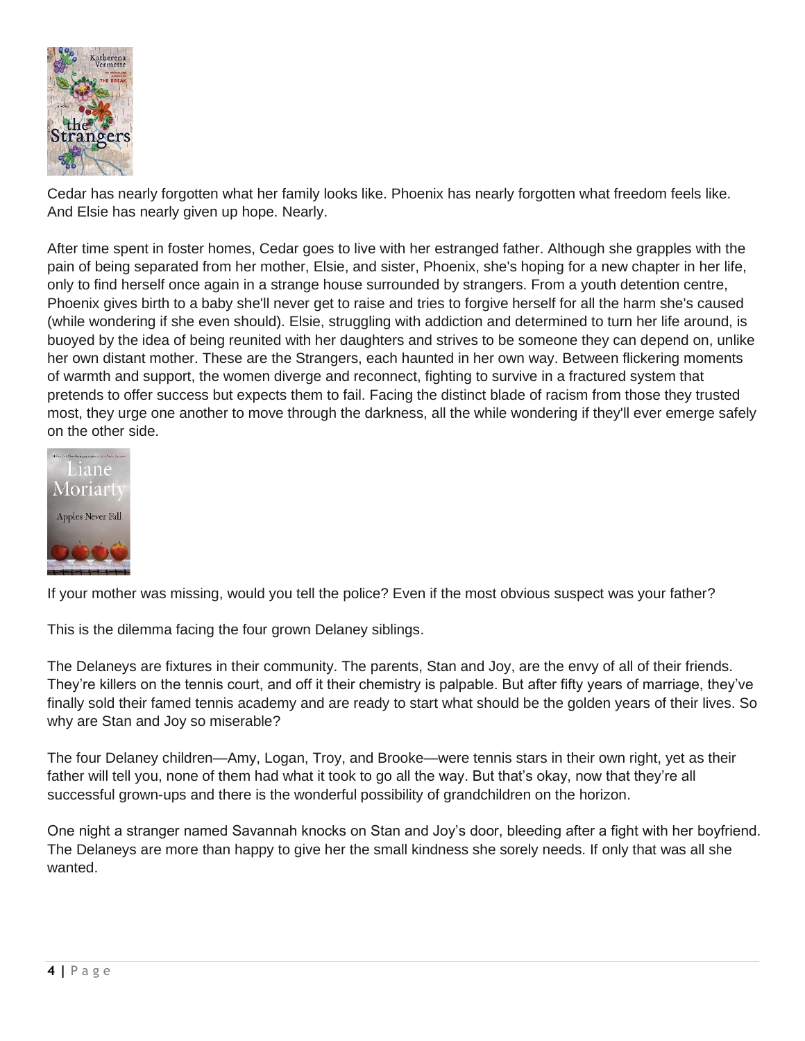Cedar has nearly forgotten what her family looks like. Phoenix has nearly forgotten what freedom feels like. And Elsie has nearly given up hope. Nearly.

After time spent in foster homes, Cedar goes to live with her estranged father. Although she grapples with the pain of being separated from her mother, Elsie, and sister, Phoenix, she's hoping for a new chapter in her life, only to find herself once again in a strange house surrounded by strangers. From a youth detention centre, Phoenix gives birth to a baby she'll never get to raise and tries to forgive herself for all the harm she's caused (while wondering if she even should). Elsie, struggling with addiction and determined to turn her life around, is buoyed by the idea of being reunited with her daughters and strives to be someone they can depend on, unlike her own distant mother. These are the Strangers, each haunted in her own way. Between flickering moments of warmth and support, the women diverge and reconnect, fighting to survive in a fractured system that pretends to offer success but expects them to fail. Facing the distinct blade of racism from those they trusted most, they urge one another to move through the darkness, all the while wondering if they'll ever emerge safely on the other side.

If your mother was missing, would you tell the police? Even if the most obvious suspect was your father?

This is the dilemma facing the four grown Delaney siblings.

The Delaneys are fixtures in their community. The parents, Stan and Joy, are the envy of all of their friends. They're killers on the tennis court, and off it their chemistry is palpable. But after fifty years of marriage, they've finally sold their famed tennis academy and are ready to start what should be the golden years of their lives. So why are Stan and Joy so miserable?

The four Delaney children—Amy, Logan, Troy, and Brooke—were tennis stars in their own right, yet as their father will tell you, none of them had what it took to go all the way. But that's okay, now that they're all successful grown-ups and there is the wonderful possibility of grandchildren on the horizon.

One night a stranger named Savannah knocks on Stan and Joy's door, bleeding after a fight with her boyfriend. The Delaneys are more than happy to give her the small kindness she sorely needs. If only that was all she wanted.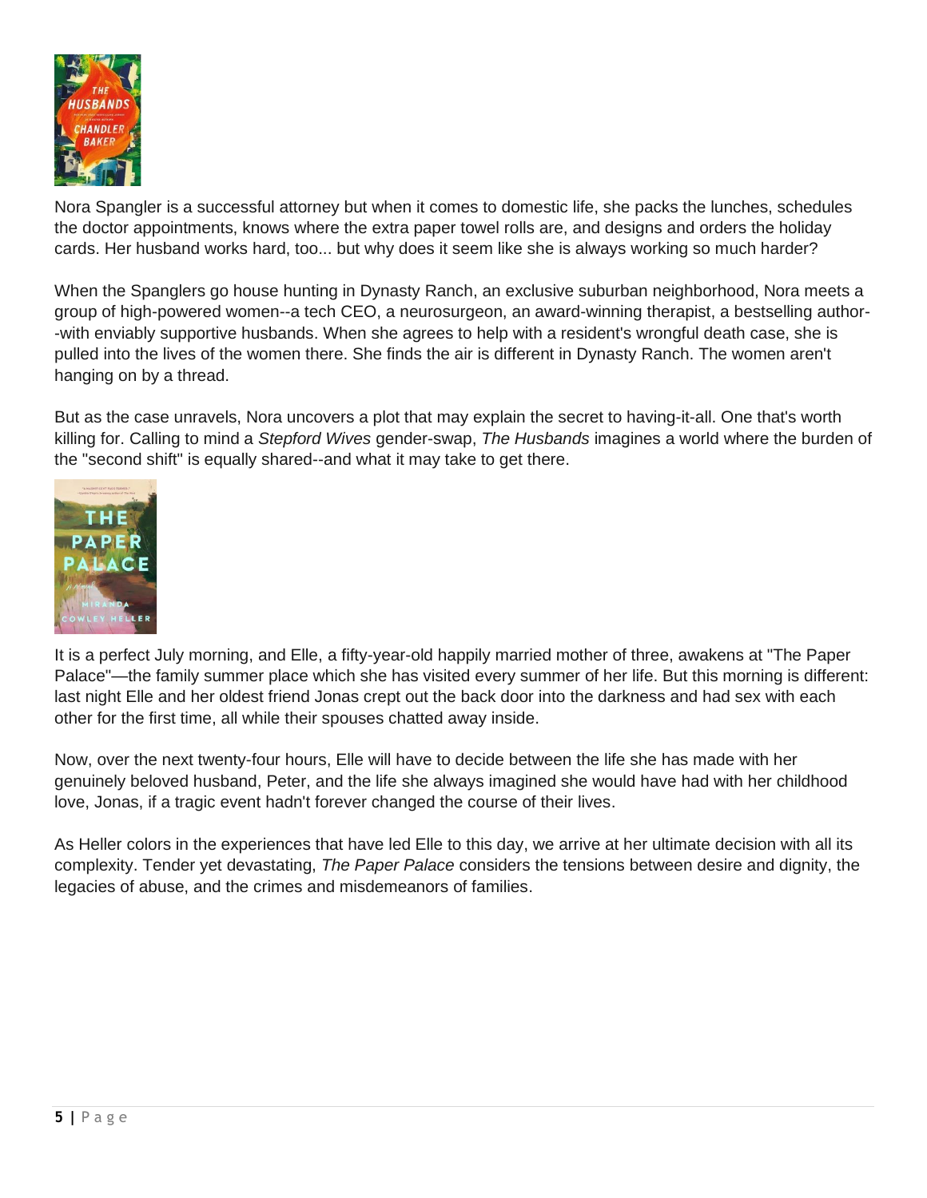Nora Spangler is a successful attorney but when it comes to domestic life, she packs the lunches, schedules the doctor appointments, knows where the extra paper towel rolls are, and designs and orders the holiday cards. Her husband works hard, too... but why does it seem like she is always working so much harder?

When the Spanglers go house hunting in Dynasty Ranch, an exclusive suburban neighborhood, Nora meets a group of high-powered women--a tech CEO, a neurosurgeon, an award-winning therapist, a bestselling author--with enviably supportive husbands. When she agrees to help with a resident's wrongful death case, she is pulled into the lives of the women there. She finds the air is different in Dynasty Ranch. The women aren't hanging on by a thread.

But as the case unravels, Nora uncovers a plot that may explain the secret to having-it-all. One that's worth killing for. Calling to mind a *Stepford Wives* gender-swap, *The Husbands* imagines a world where the burden of the "second shift" is equally shared--and what it may take to get there.

It is a perfect July morning, and Elle, a fifty-year-old happily married mother of three, awakens at "The Paper Palace"—the family summer place which she has visited every summer of her life. But this morning is different: last night Elle and her oldest friend Jonas crept out the back door into the darkness and had sex with each other for the first time, all while their spouses chatted away inside.

Now, over the next twenty-four hours, Elle will have to decide between the life she has made with her genuinely beloved husband, Peter, and the life she always imagined she would have had with her childhood love, Jonas, if a tragic event hadn't forever changed the course of their lives.

As Heller colors in the experiences that have led Elle to this day, we arrive at her ultimate decision with all its complexity. Tender yet devastating, *The Paper Palace* considers the tensions between desire and dignity, the legacies of abuse, and the crimes and misdemeanors of families.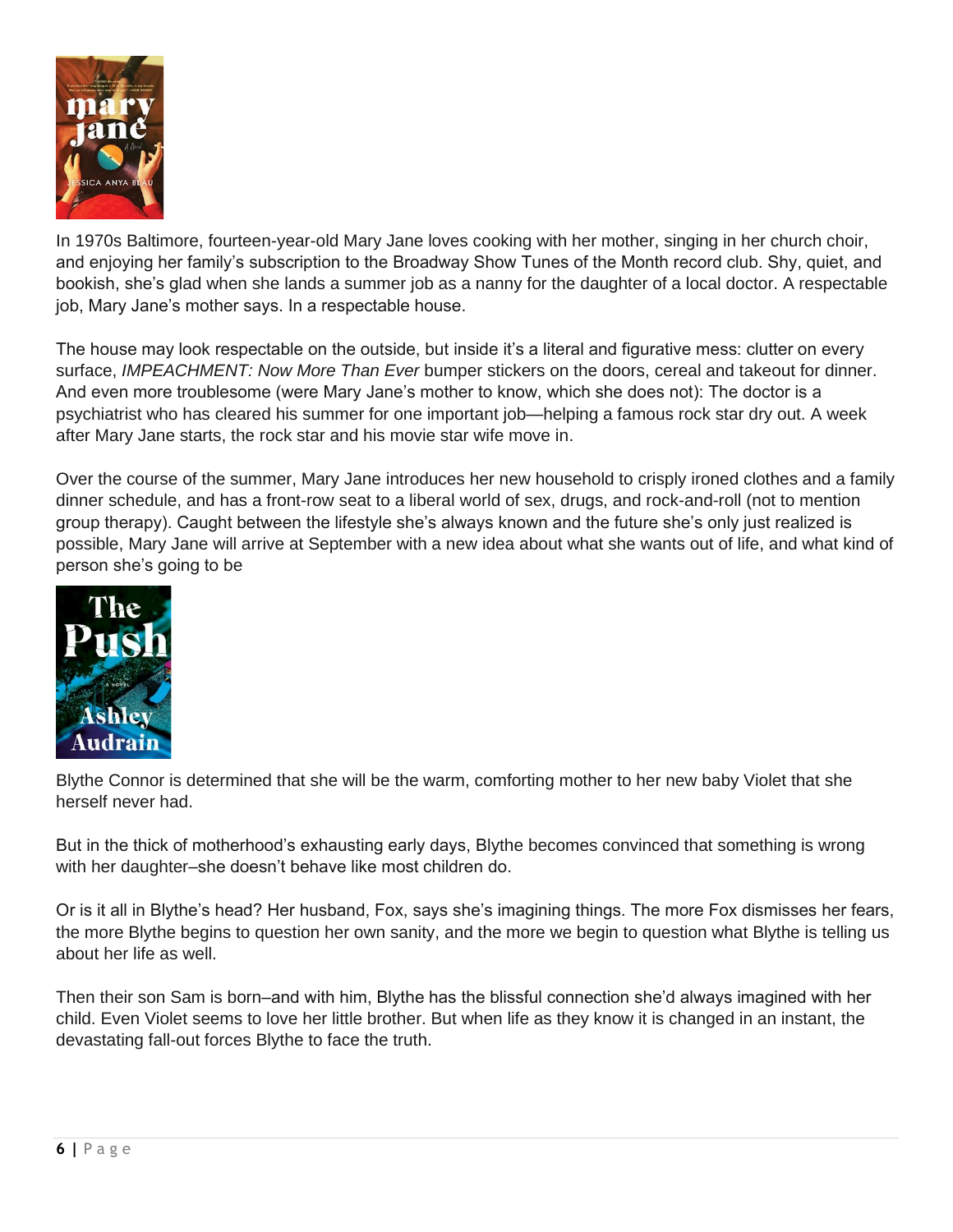In 1970s Baltimore, fourteen-year-old Mary Jane loves cooking with her mother, singing in her church choir, and enjoying her family's subscription to the Broadway Show Tunes of the Month record club. Shy, quiet, and bookish, she's glad when she lands a summer job as a nanny for the daughter of a local doctor. A respectable job, Mary Jane's mother says. In a respectable house.

The house may look respectable on the outside, but inside it's a literal and figurative mess: clutter on every surface, *IMPEACHMENT: Now More Than Ever* bumper stickers on the doors, cereal and takeout for dinner. And even more troublesome (were Mary Jane's mother to know, which she does not): The doctor is a psychiatrist who has cleared his summer for one important job—helping a famous rock star dry out. A week after Mary Jane starts, the rock star and his movie star wife move in.

Over the course of the summer, Mary Jane introduces her new household to crisply ironed clothes and a family dinner schedule, and has a front-row seat to a liberal world of sex, drugs, and rock-and-roll (not to mention group therapy). Caught between the lifestyle she's always known and the future she's only just realized is possible, Mary Jane will arrive at September with a new idea about what she wants out of life, and what kind of person she's going to be

Blythe Connor is determined that she will be the warm, comforting mother to her new baby Violet that she herself never had.

But in the thick of motherhood's exhausting early days, Blythe becomes convinced that something is wrong with her daughter–she doesn't behave like most children do.

Or is it all in Blythe's head? Her husband, Fox, says she's imagining things. The more Fox dismisses her fears, the more Blythe begins to question her own sanity, and the more we begin to question what Blythe is telling us about her life as well.

Then their son Sam is born–and with him, Blythe has the blissful connection she'd always imagined with her child. Even Violet seems to love her little brother. But when life as they know it is changed in an instant, the devastating fall-out forces Blythe to face the truth.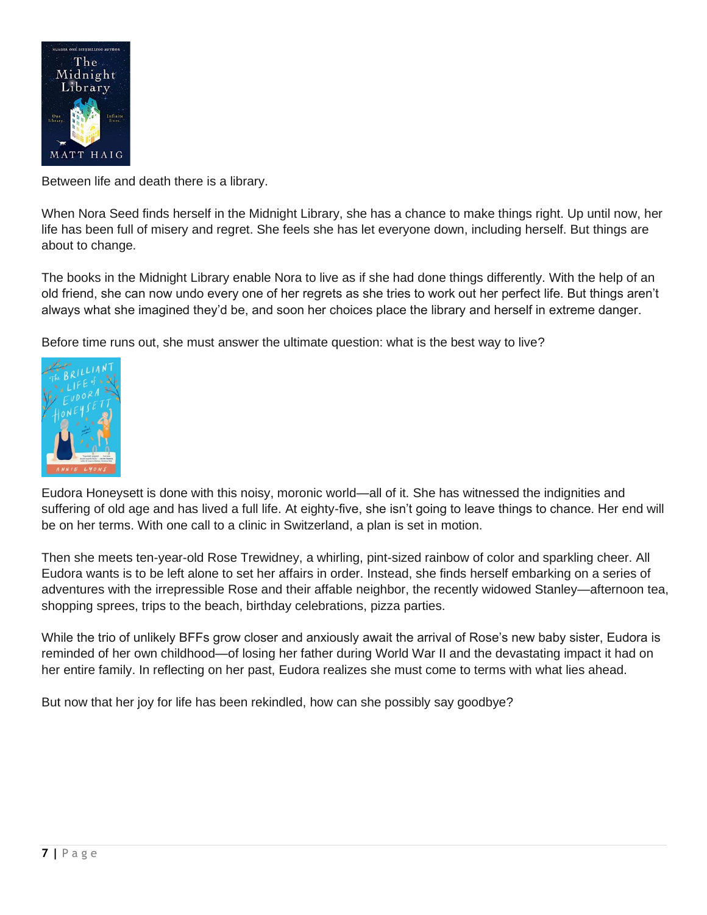Between life and death there is a library.

When Nora Seed finds herself in the Midnight Library, she has a chance to make things right. Up until now, her life has been full of misery and regret. She feels she has let everyone down, including herself. But things are about to change.

The books in the Midnight Library enable Nora to live as if she had done things differently. With the help of an old friend, she can now undo every one of her regrets as she tries to work out her perfect life. But things aren't always what she imagined they'd be, and soon her choices place the library and herself in extreme danger.

Before time runs out, she must answer the ultimate question: what is the best way to live?

Eudora Honeysett is done with this noisy, moronic world—all of it. She has witnessed the indignities and suffering of old age and has lived a full life. At eighty-five, she isn't going to leave things to chance. Her end will be on her terms. With one call to a clinic in Switzerland, a plan is set in motion.

Then she meets ten-year-old Rose Trewidney, a whirling, pint-sized rainbow of color and sparkling cheer. All Eudora wants is to be left alone to set her affairs in order. Instead, she finds herself embarking on a series of adventures with the irrepressible Rose and their affable neighbor, the recently widowed Stanley—afternoon tea, shopping sprees, trips to the beach, birthday celebrations, pizza parties.

While the trio of unlikely BFFs grow closer and anxiously await the arrival of Rose's new baby sister, Eudora is reminded of her own childhood—of losing her father during World War II and the devastating impact it had on her entire family. In reflecting on her past, Eudora realizes she must come to terms with what lies ahead.

But now that her joy for life has been rekindled, how can she possibly say goodbye?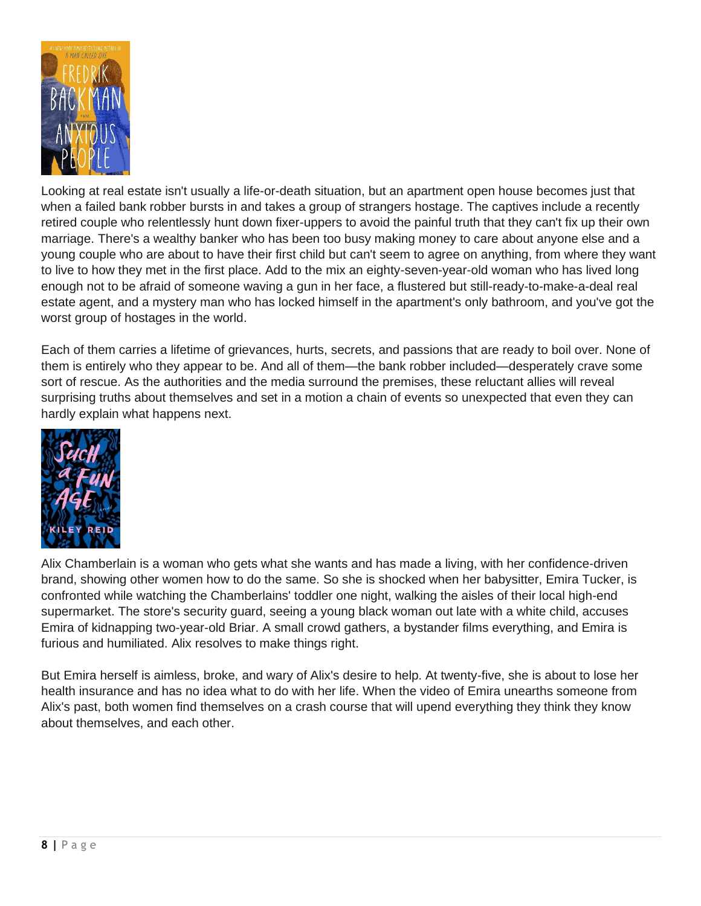Looking at real estate isn't usually a life-or-death situation, but an apartment open house becomes just that when a failed bank robber bursts in and takes a group of strangers hostage. The captives include a recently retired couple who relentlessly hunt down fixer-uppers to avoid the painful truth that they can't fix up their own marriage. There's a wealthy banker who has been too busy making money to care about anyone else and a young couple who are about to have their first child but can't seem to agree on anything, from where they want to live to how they met in the first place. Add to the mix an eighty-seven-year-old woman who has lived long enough not to be afraid of someone waving a gun in her face, a flustered but still-ready-to-make-a-deal real estate agent, and a mystery man who has locked himself in the apartment's only bathroom, and you've got the worst group of hostages in the world.

Each of them carries a lifetime of grievances, hurts, secrets, and passions that are ready to boil over. None of them is entirely who they appear to be. And all of them—the bank robber included—desperately crave some sort of rescue. As the authorities and the media surround the premises, these reluctant allies will reveal surprising truths about themselves and set in a motion a chain of events so unexpected that even they can hardly explain what happens next.

Alix Chamberlain is a woman who gets what she wants and has made a living, with her confidence-driven brand, showing other women how to do the same. So she is shocked when her babysitter, Emira Tucker, is confronted while watching the Chamberlains' toddler one night, walking the aisles of their local high-end supermarket. The store's security guard, seeing a young black woman out late with a white child, accuses Emira of kidnapping two-year-old Briar. A small crowd gathers, a bystander films everything, and Emira is furious and humiliated. Alix resolves to make things right.

But Emira herself is aimless, broke, and wary of Alix's desire to help. At twenty-five, she is about to lose her health insurance and has no idea what to do with her life. When the video of Emira unearths someone from Alix's past, both women find themselves on a crash course that will upend everything they think they know about themselves, and each other.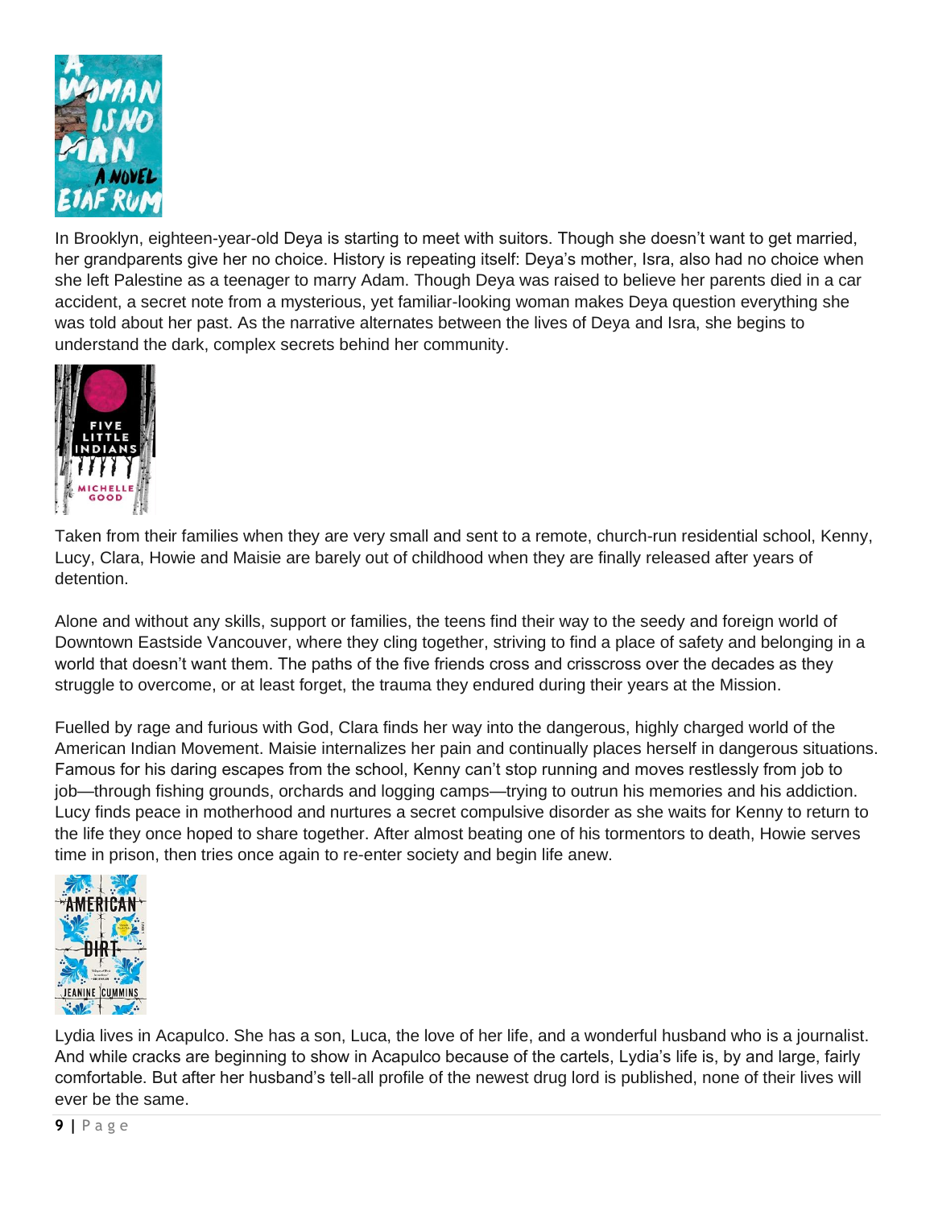In Brooklyn, eighteen-year-old Deya is starting to meet with suitors. Though she doesn't want to get married, her grandparents give her no choice. History is repeating itself: Deya's mother, Isra, also had no choice when she left Palestine as a teenager to marry Adam. Though Deya was raised to believe her parents died in a car accident, a secret note from a mysterious, yet familiar-looking woman makes Deya question everything she was told about her past. As the narrative alternates between the lives of Deya and Isra, she begins to understand the dark, complex secrets behind her community.

Taken from their families when they are very small and sent to a remote, church-run residential school, Kenny, Lucy, Clara, Howie and Maisie are barely out of childhood when they are finally released after years of detention.

Alone and without any skills, support or families, the teens find their way to the seedy and foreign world of Downtown Eastside Vancouver, where they cling together, striving to find a place of safety and belonging in a world that doesn't want them. The paths of the five friends cross and crisscross over the decades as they struggle to overcome, or at least forget, the trauma they endured during their years at the Mission.

Fuelled by rage and furious with God, Clara finds her way into the dangerous, highly charged world of the American Indian Movement. Maisie internalizes her pain and continually places herself in dangerous situations. Famous for his daring escapes from the school, Kenny can't stop running and moves restlessly from job to job—through fishing grounds, orchards and logging camps—trying to outrun his memories and his addiction. Lucy finds peace in motherhood and nurtures a secret compulsive disorder as she waits for Kenny to return to the life they once hoped to share together. After almost beating one of his tormentors to death, Howie serves time in prison, then tries once again to re-enter society and begin life anew.

Lydia lives in Acapulco. She has a son, Luca, the love of her life, and a wonderful husband who is a journalist. And while cracks are beginning to show in Acapulco because of the cartels, Lydia's life is, by and large, fairly comfortable. But after her husband's tell-all profile of the newest drug lord is published, none of their lives will ever be the same.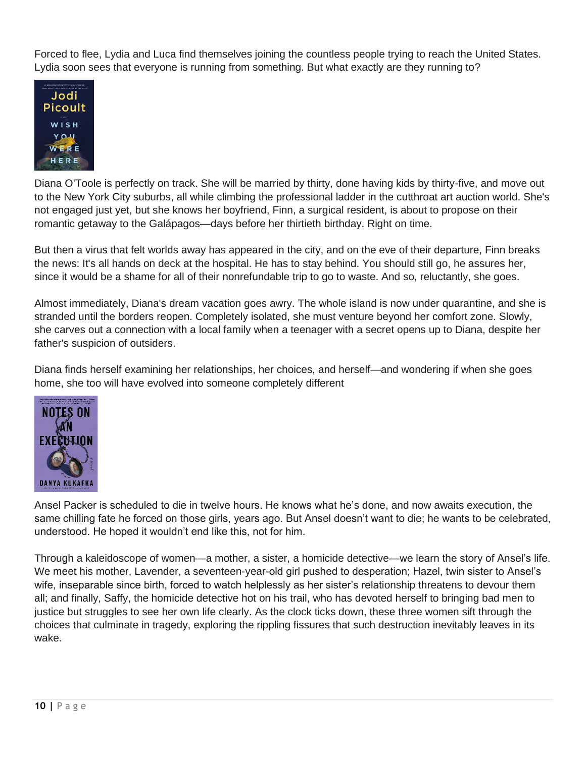Forced to flee, Lydia and Luca find themselves joining the countless people trying to reach the United States. Lydia soon sees that everyone is running from something. But what exactly are they running to?

Diana O'Toole is perfectly on track. She will be married by thirty, done having kids by thirty-five, and move out to the New York City suburbs, all while climbing the professional ladder in the cutthroat art auction world. She's not engaged just yet, but she knows her boyfriend, Finn, a surgical resident, is about to propose on their romantic getaway to the Galápagos—days before her thirtieth birthday. Right on time.

But then a virus that felt worlds away has appeared in the city, and on the eve of their departure, Finn breaks the news: It's all hands on deck at the hospital. He has to stay behind. You should still go, he assures her, since it would be a shame for all of their nonrefundable trip to go to waste. And so, reluctantly, she goes.

Almost immediately, Diana's dream vacation goes awry. The whole island is now under quarantine, and she is stranded until the borders reopen. Completely isolated, she must venture beyond her comfort zone. Slowly, she carves out a connection with a local family when a teenager with a secret opens up to Diana, despite her father's suspicion of outsiders.

Diana finds herself examining her relationships, her choices, and herself—and wondering if when she goes home, she too will have evolved into someone completely different

Ansel Packer is scheduled to die in twelve hours. He knows what he's done, and now awaits execution, the same chilling fate he forced on those girls, years ago. But Ansel doesn't want to die; he wants to be celebrated, understood. He hoped it wouldn't end like this, not for him.

Through a kaleidoscope of women—a mother, a sister, a homicide detective—we learn the story of Ansel's life. We meet his mother, Lavender, a seventeen-year-old girl pushed to desperation; Hazel, twin sister to Ansel's wife, inseparable since birth, forced to watch helplessly as her sister's relationship threatens to devour them all; and finally, Saffy, the homicide detective hot on his trail, who has devoted herself to bringing bad men to justice but struggles to see her own life clearly. As the clock ticks down, these three women sift through the choices that culminate in tragedy, exploring the rippling fissures that such destruction inevitably leaves in its wake.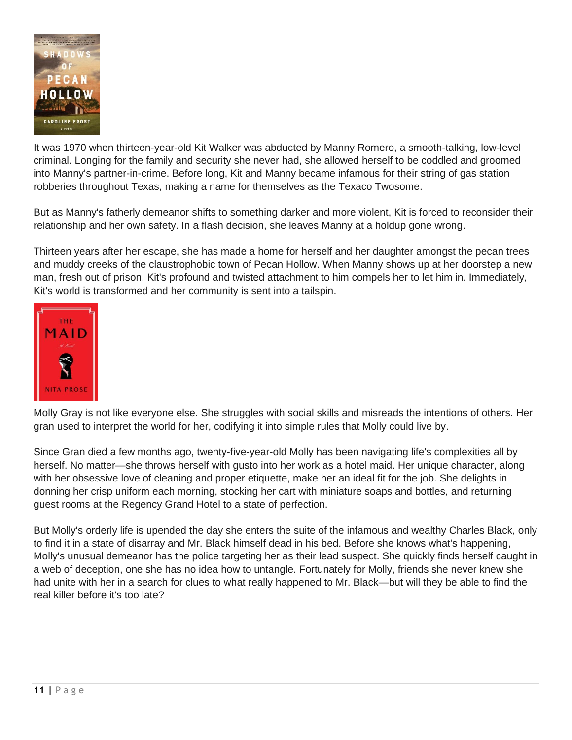It was 1970 when thirteen-year-old Kit Walker was abducted by Manny Romero, a smooth-talking, low-level criminal. Longing for the family and security she never had, she allowed herself to be coddled and groomed into Manny's partner-in-crime. Before long, Kit and Manny became infamous for their string of gas station robberies throughout Texas, making a name for themselves as the Texaco Twosome.

But as Manny's fatherly demeanor shifts to something darker and more violent, Kit is forced to reconsider their relationship and her own safety. In a flash decision, she leaves Manny at a holdup gone wrong.

Thirteen years after her escape, she has made a home for herself and her daughter amongst the pecan trees and muddy creeks of the claustrophobic town of Pecan Hollow. When Manny shows up at her doorstep a new man, fresh out of prison, Kit's profound and twisted attachment to him compels her to let him in. Immediately, Kit's world is transformed and her community is sent into a tailspin.

Molly Gray is not like everyone else. She struggles with social skills and misreads the intentions of others. Her gran used to interpret the world for her, codifying it into simple rules that Molly could live by.

Since Gran died a few months ago, twenty-five-year-old Molly has been navigating life's complexities all by herself. No matter—she throws herself with gusto into her work as a hotel maid. Her unique character, along with her obsessive love of cleaning and proper etiquette, make her an ideal fit for the job. She delights in donning her crisp uniform each morning, stocking her cart with miniature soaps and bottles, and returning guest rooms at the Regency Grand Hotel to a state of perfection.

But Molly's orderly life is upended the day she enters the suite of the infamous and wealthy Charles Black, only to find it in a state of disarray and Mr. Black himself dead in his bed. Before she knows what's happening, Molly's unusual demeanor has the police targeting her as their lead suspect. She quickly finds herself caught in a web of deception, one she has no idea how to untangle. Fortunately for Molly, friends she never knew she had unite with her in a search for clues to what really happened to Mr. Black—but will they be able to find the real killer before it's too late?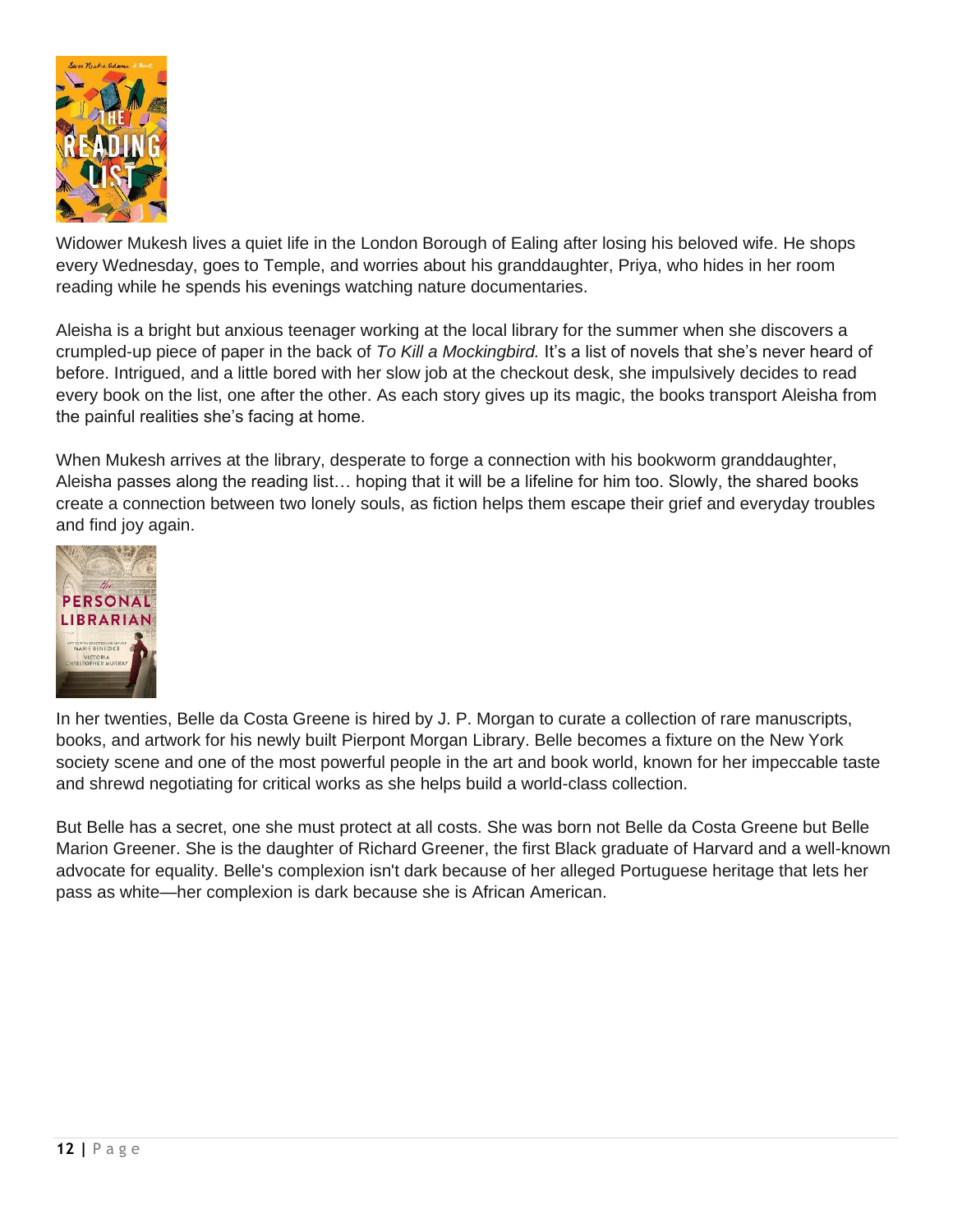Widower Mukesh lives a quiet life in the London Borough of Ealing after losing his beloved wife. He shops every Wednesday, goes to Temple, and worries about his granddaughter, Priya, who hides in her room reading while he spends his evenings watching nature documentaries.

Aleisha is a bright but anxious teenager working at the local library for the summer when she discovers a crumpled-up piece of paper in the back of *To Kill a Mockingbird.* It's a list of novels that she's never heard of before. Intrigued, and a little bored with her slow job at the checkout desk, she impulsively decides to read every book on the list, one after the other. As each story gives up its magic, the books transport Aleisha from the painful realities she's facing at home.

When Mukesh arrives at the library, desperate to forge a connection with his bookworm granddaughter, Aleisha passes along the reading list… hoping that it will be a lifeline for him too. Slowly, the shared books create a connection between two lonely souls, as fiction helps them escape their grief and everyday troubles and find joy again.

In her twenties, Belle da Costa Greene is hired by J. P. Morgan to curate a collection of rare manuscripts, books, and artwork for his newly built Pierpont Morgan Library. Belle becomes a fixture on the New York society scene and one of the most powerful people in the art and book world, known for her impeccable taste and shrewd negotiating for critical works as she helps build a world-class collection.

But Belle has a secret, one she must protect at all costs. She was born not Belle da Costa Greene but Belle Marion Greener. She is the daughter of Richard Greener, the first Black graduate of Harvard and a well-known advocate for equality. Belle's complexion isn't dark because of her alleged Portuguese heritage that lets her pass as white—her complexion is dark because she is African American.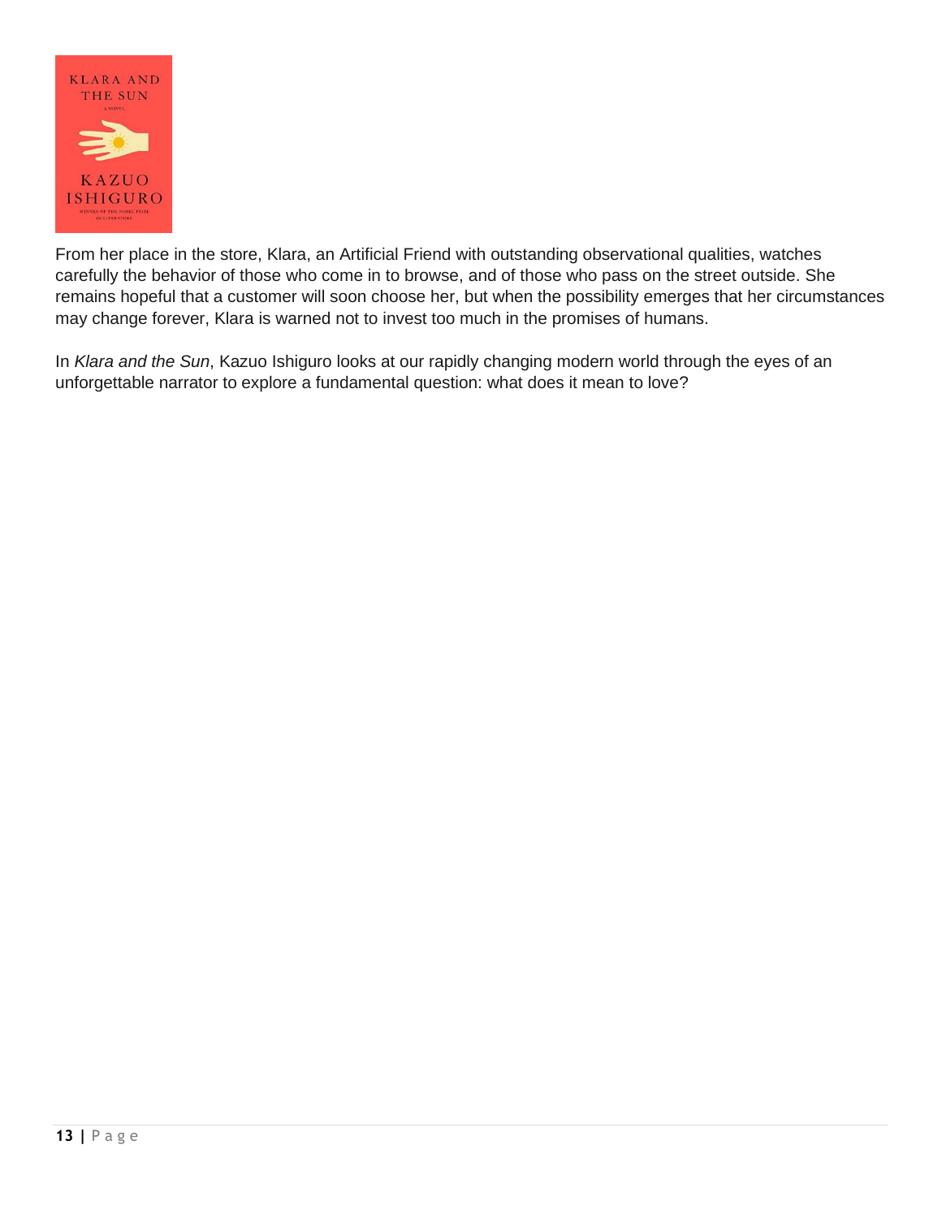From her place in the store, Klara, an Artificial Friend with outstanding observational qualities, watches carefully the behavior of those who come in to browse, and of those who pass on the street outside. She remains hopeful that a customer will soon choose her, but when the possibility emerges that her circumstances may change forever, Klara is warned not to invest too much in the promises of humans.

In *Klara and the Sun*, Kazuo Ishiguro looks at our rapidly changing modern world through the eyes of an unforgettable narrator to explore a fundamental question: what does it mean to love?